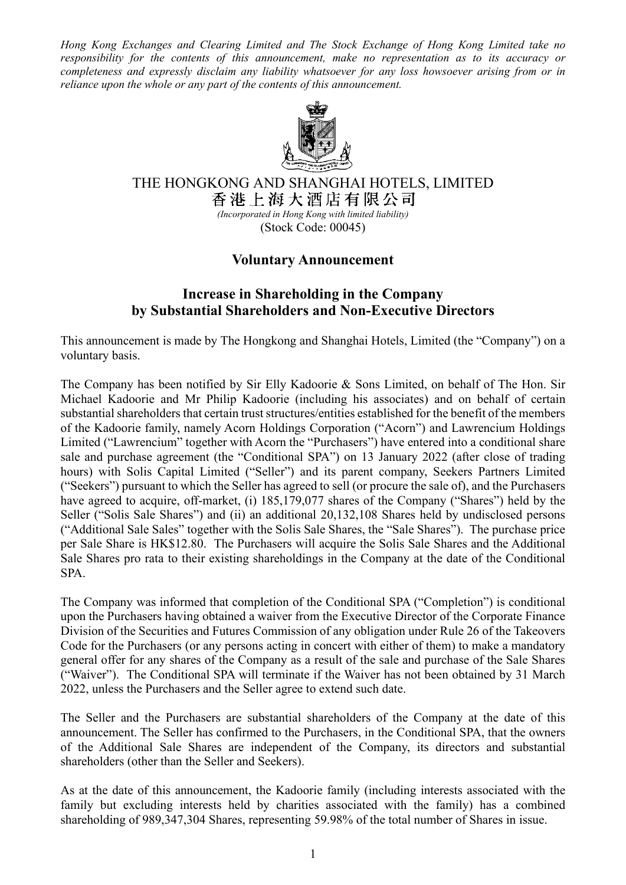*Hong Kong Exchanges and Clearing Limited and The Stock Exchange of Hong Kong Limited take no responsibility for the contents of this announcement, make no representation as to its accuracy or completeness and expressly disclaim any liability whatsoever for any loss howsoever arising from or in reliance upon the whole or any part of the contents of this announcement.*

THE HONGKONG AND SHANGHAI HOTELS, LIMITED
香港上海大酒店有限公司
*(Incorporated in Hong Kong with limited liability)*
(Stock Code: 00045)

## Voluntary Announcement

## Increase in Shareholding in the Company by Substantial Shareholders and Non-Executive Directors

This announcement is made by The Hongkong and Shanghai Hotels, Limited (the "Company") on a voluntary basis.

The Company has been notified by Sir Elly Kadoorie & Sons Limited, on behalf of The Hon. Sir Michael Kadoorie and Mr Philip Kadoorie (including his associates) and on behalf of certain substantial shareholders that certain trust structures/entities established for the benefit of the members of the Kadoorie family, namely Acorn Holdings Corporation ("Acorn") and Lawrencium Holdings Limited ("Lawrencium" together with Acorn the "Purchasers") have entered into a conditional share sale and purchase agreement (the "Conditional SPA") on 13 January 2022 (after close of trading hours) with Solis Capital Limited ("Seller") and its parent company, Seekers Partners Limited ("Seekers") pursuant to which the Seller has agreed to sell (or procure the sale of), and the Purchasers have agreed to acquire, off-market, (i) 185,179,077 shares of the Company ("Shares") held by the Seller ("Solis Sale Shares") and (ii) an additional 20,132,108 Shares held by undisclosed persons ("Additional Sale Sales" together with the Solis Sale Shares, the "Sale Shares"). The purchase price per Sale Share is HK$12.80. The Purchasers will acquire the Solis Sale Shares and the Additional Sale Shares pro rata to their existing shareholdings in the Company at the date of the Conditional SPA.

The Company was informed that completion of the Conditional SPA ("Completion") is conditional upon the Purchasers having obtained a waiver from the Executive Director of the Corporate Finance Division of the Securities and Futures Commission of any obligation under Rule 26 of the Takeovers Code for the Purchasers (or any persons acting in concert with either of them) to make a mandatory general offer for any shares of the Company as a result of the sale and purchase of the Sale Shares ("Waiver"). The Conditional SPA will terminate if the Waiver has not been obtained by 31 March 2022, unless the Purchasers and the Seller agree to extend such date.

The Seller and the Purchasers are substantial shareholders of the Company at the date of this announcement. The Seller has confirmed to the Purchasers, in the Conditional SPA, that the owners of the Additional Sale Shares are independent of the Company, its directors and substantial shareholders (other than the Seller and Seekers).

As at the date of this announcement, the Kadoorie family (including interests associated with the family but excluding interests held by charities associated with the family) has a combined shareholding of 989,347,304 Shares, representing 59.98% of the total number of Shares in issue.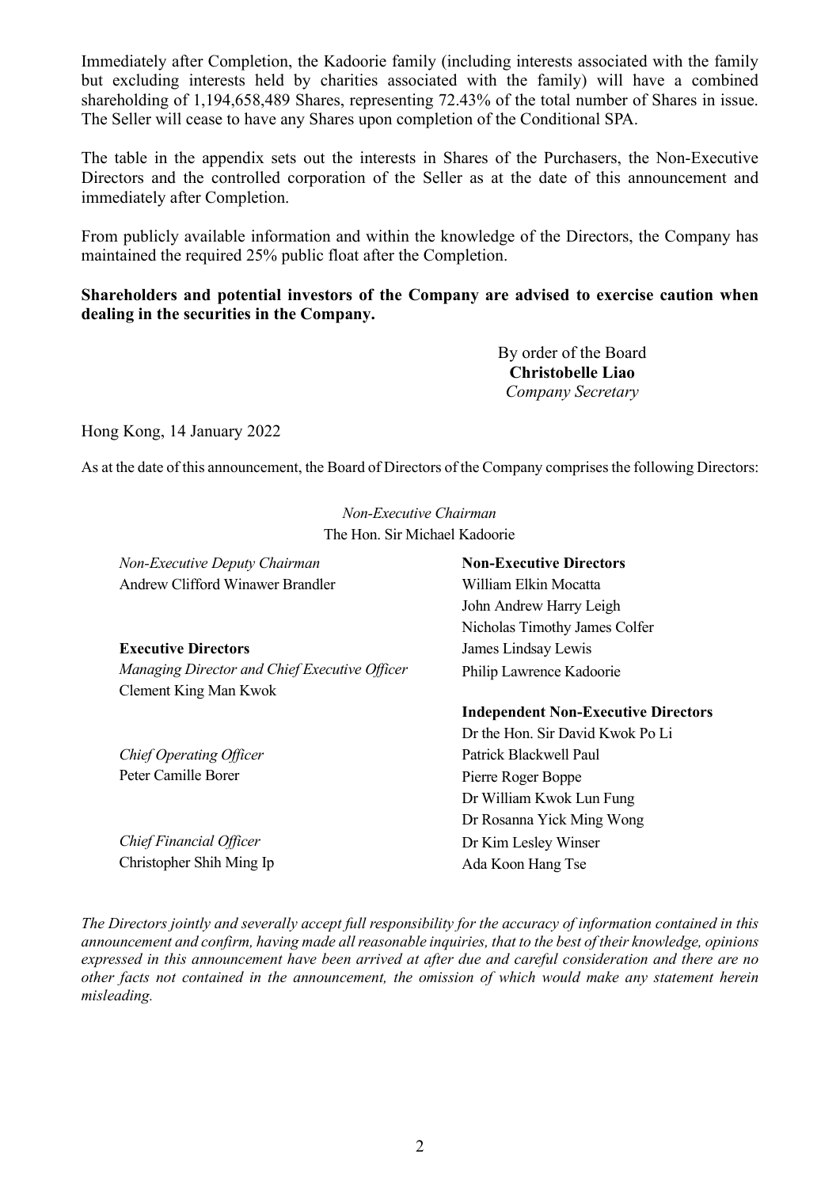Immediately after Completion, the Kadoorie family (including interests associated with the family but excluding interests held by charities associated with the family) will have a combined shareholding of 1,194,658,489 Shares, representing 72.43% of the total number of Shares in issue. The Seller will cease to have any Shares upon completion of the Conditional SPA.

The table in the appendix sets out the interests in Shares of the Purchasers, the Non-Executive Directors and the controlled corporation of the Seller as at the date of this announcement and immediately after Completion.

From publicly available information and within the knowledge of the Directors, the Company has maintained the required 25% public float after the Completion.

**Shareholders and potential investors of the Company are advised to exercise caution when dealing in the securities in the Company.**

By order of the Board
**Christobelle Liao**
*Company Secretary*

Hong Kong, 14 January 2022

As at the date of this announcement, the Board of Directors of the Company comprises the following Directors:

*Non-Executive Chairman*
The Hon. Sir Michael Kadoorie

*Non-Executive Deputy Chairman*
Andrew Clifford Winawer Brandler

**Executive Directors**
*Managing Director and Chief Executive Officer*
Clement King Man Kwok

*Chief Operating Officer*
Peter Camille Borer

*Chief Financial Officer*
Christopher Shih Ming Ip

**Non-Executive Directors**
William Elkin Mocatta
John Andrew Harry Leigh
Nicholas Timothy James Colfer
James Lindsay Lewis
Philip Lawrence Kadoorie

**Independent Non-Executive Directors**
Dr the Hon. Sir David Kwok Po Li
Patrick Blackwell Paul
Pierre Roger Boppe
Dr William Kwok Lun Fung
Dr Rosanna Yick Ming Wong
Dr Kim Lesley Winser
Ada Koon Hang Tse

*The Directors jointly and severally accept full responsibility for the accuracy of information contained in this announcement and confirm, having made all reasonable inquiries, that to the best of their knowledge, opinions expressed in this announcement have been arrived at after due and careful consideration and there are no other facts not contained in the announcement, the omission of which would make any statement herein misleading.*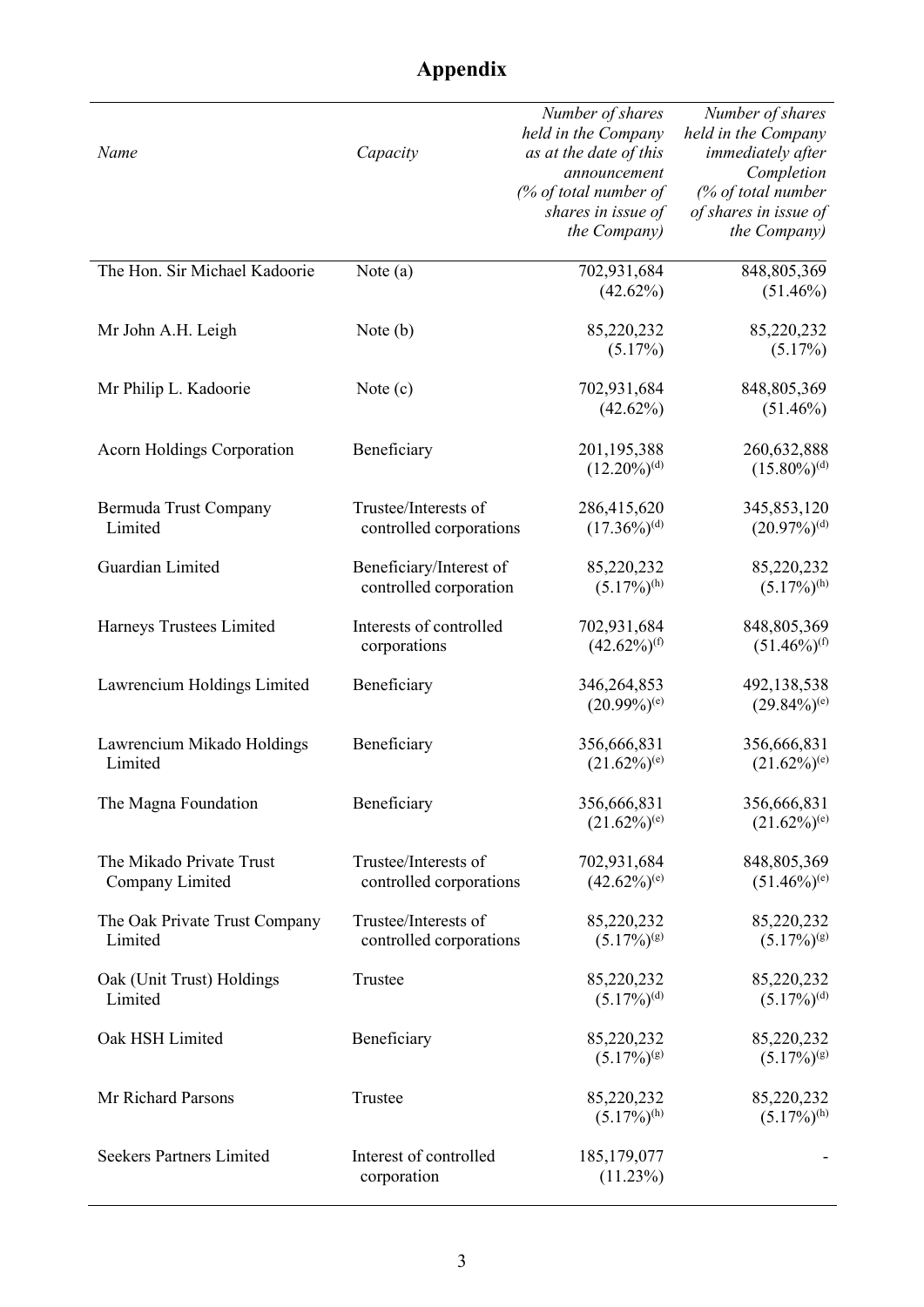# Appendix

| *Name* | *Capacity* | *Number of shares held in the Company as at the date of this announcement (% of total number of shares in issue of the Company)* | *Number of shares held in the Company immediately after Completion (% of total number of shares in issue of the Company)* |
|---|---|---|---|
| The Hon. Sir Michael Kadoorie | Note (a) | 702,931,684 (42.62%) | 848,805,369 (51.46%) |
| Mr John A.H. Leigh | Note (b) | 85,220,232 (5.17%) | 85,220,232 (5.17%) |
| Mr Philip L. Kadoorie | Note (c) | 702,931,684 (42.62%) | 848,805,369 (51.46%) |
| Acorn Holdings Corporation | Beneficiary | 201,195,388 (12.20%)[(d)] | 260,632,888 (15.80%)[(d)] |
| Bermuda Trust Company Limited | Trustee/Interests of controlled corporations | 286,415,620 (17.36%)[(d)] | 345,853,120 (20.97%)[(d)] |
| Guardian Limited | Beneficiary/Interest of controlled corporation | 85,220,232 (5.17%)[(h)] | 85,220,232 (5.17%)[(h)] |
| Harneys Trustees Limited | Interests of controlled corporations | 702,931,684 (42.62%)[(f)] | 848,805,369 (51.46%)[(f)] |
| Lawrencium Holdings Limited | Beneficiary | 346,264,853 (20.99%)[(e)] | 492,138,538 (29.84%)[(e)] |
| Lawrencium Mikado Holdings Limited | Beneficiary | 356,666,831 (21.62%)[(e)] | 356,666,831 (21.62%)[(e)] |
| The Magna Foundation | Beneficiary | 356,666,831 (21.62%)[(e)] | 356,666,831 (21.62%)[(e)] |
| The Mikado Private Trust Company Limited | Trustee/Interests of controlled corporations | 702,931,684 (42.62%)[(e)] | 848,805,369 (51.46%)[(e)] |
| The Oak Private Trust Company Limited | Trustee/Interests of controlled corporations | 85,220,232 (5.17%)[(g)] | 85,220,232 (5.17%)[(g)] |
| Oak (Unit Trust) Holdings Limited | Trustee | 85,220,232 (5.17%)[(d)] | 85,220,232 (5.17%)[(d)] |
| Oak HSH Limited | Beneficiary | 85,220,232 (5.17%)[(g)] | 85,220,232 (5.17%)[(g)] |
| Mr Richard Parsons | Trustee | 85,220,232 (5.17%)[(h)] | 85,220,232 (5.17%)[(h)] |
| Seekers Partners Limited | Interest of controlled corporation | 185,179,077 (11.23%) | - |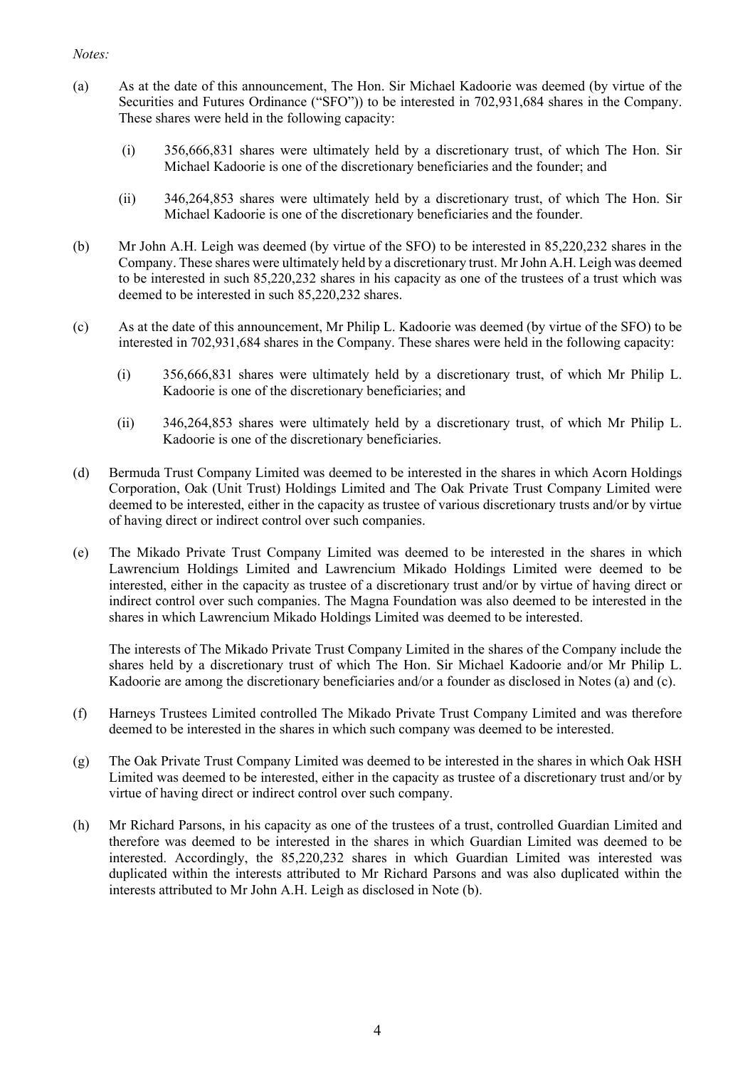*Notes:*

(a) As at the date of this announcement, The Hon. Sir Michael Kadoorie was deemed (by virtue of the Securities and Futures Ordinance ("SFO")) to be interested in 702,931,684 shares in the Company. These shares were held in the following capacity:

   (i) 356,666,831 shares were ultimately held by a discretionary trust, of which The Hon. Sir Michael Kadoorie is one of the discretionary beneficiaries and the founder; and

   (ii) 346,264,853 shares were ultimately held by a discretionary trust, of which The Hon. Sir Michael Kadoorie is one of the discretionary beneficiaries and the founder.

(b) Mr John A.H. Leigh was deemed (by virtue of the SFO) to be interested in 85,220,232 shares in the Company. These shares were ultimately held by a discretionary trust. Mr John A.H. Leigh was deemed to be interested in such 85,220,232 shares in his capacity as one of the trustees of a trust which was deemed to be interested in such 85,220,232 shares.

(c) As at the date of this announcement, Mr Philip L. Kadoorie was deemed (by virtue of the SFO) to be interested in 702,931,684 shares in the Company. These shares were held in the following capacity:

   (i) 356,666,831 shares were ultimately held by a discretionary trust, of which Mr Philip L. Kadoorie is one of the discretionary beneficiaries; and

   (ii) 346,264,853 shares were ultimately held by a discretionary trust, of which Mr Philip L. Kadoorie is one of the discretionary beneficiaries.

(d) Bermuda Trust Company Limited was deemed to be interested in the shares in which Acorn Holdings Corporation, Oak (Unit Trust) Holdings Limited and The Oak Private Trust Company Limited were deemed to be interested, either in the capacity as trustee of various discretionary trusts and/or by virtue of having direct or indirect control over such companies.

(e) The Mikado Private Trust Company Limited was deemed to be interested in the shares in which Lawrencium Holdings Limited and Lawrencium Mikado Holdings Limited were deemed to be interested, either in the capacity as trustee of a discretionary trust and/or by virtue of having direct or indirect control over such companies. The Magna Foundation was also deemed to be interested in the shares in which Lawrencium Mikado Holdings Limited was deemed to be interested.

   The interests of The Mikado Private Trust Company Limited in the shares of the Company include the shares held by a discretionary trust of which The Hon. Sir Michael Kadoorie and/or Mr Philip L. Kadoorie are among the discretionary beneficiaries and/or a founder as disclosed in Notes (a) and (c).

(f) Harneys Trustees Limited controlled The Mikado Private Trust Company Limited and was therefore deemed to be interested in the shares in which such company was deemed to be interested.

(g) The Oak Private Trust Company Limited was deemed to be interested in the shares in which Oak HSH Limited was deemed to be interested, either in the capacity as trustee of a discretionary trust and/or by virtue of having direct or indirect control over such company.

(h) Mr Richard Parsons, in his capacity as one of the trustees of a trust, controlled Guardian Limited and therefore was deemed to be interested in the shares in which Guardian Limited was deemed to be interested. Accordingly, the 85,220,232 shares in which Guardian Limited was interested was duplicated within the interests attributed to Mr Richard Parsons and was also duplicated within the interests attributed to Mr John A.H. Leigh as disclosed in Note (b).